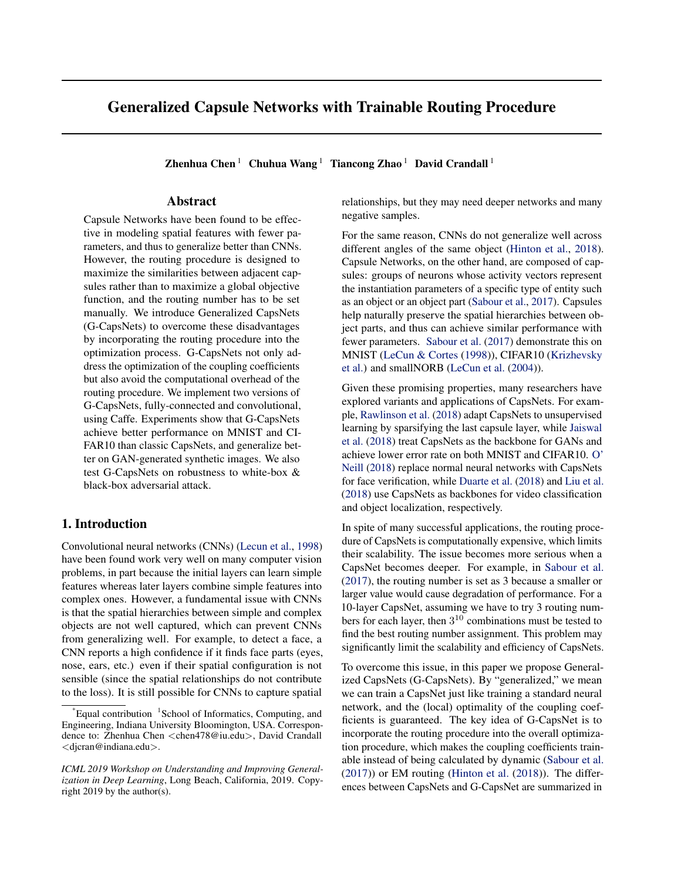# Generalized Capsule Networks with Trainable Routing Procedure

**Zhenhua Chen [1] Chuhua Wang [1] Tiancong Zhao [1] David Crandall [1]**

## Abstract

Capsule Networks have been found to be effective in modeling spatial features with fewer parameters, and thus to generalize better than CNNs. However, the routing procedure is designed to maximize the similarities between adjacent capsules rather than to maximize a global objective function, and the routing number has to be set manually. We introduce Generalized CapsNets (G-CapsNets) to overcome these disadvantages by incorporating the routing procedure into the optimization process. G-CapsNets not only address the optimization of the coupling coefficients but also avoid the computational overhead of the routing procedure. We implement two versions of G-CapsNets, fully-connected and convolutional, using Caffe. Experiments show that G-CapsNets achieve better performance on MNIST and CIFAR10 than classic CapsNets, and generalize better on GAN-generated synthetic images. We also test G-CapsNets on robustness to white-box & black-box adversarial attack.

## 1. Introduction

Convolutional neural networks (CNNs) (Lecun et al., 1998) have been found work very well on many computer vision problems, in part because the initial layers can learn simple features whereas later layers combine simple features into complex ones. However, a fundamental issue with CNNs is that the spatial hierarchies between simple and complex objects are not well captured, which can prevent CNNs from generalizing well. For example, to detect a face, a CNN reports a high confidence if it finds face parts (eyes, nose, ears, etc.) even if their spatial configuration is not sensible (since the spatial relationships do not contribute to the loss). It is still possible for CNNs to capture spatial relationships, but they may need deeper networks and many negative samples.

For the same reason, CNNs do not generalize well across different angles of the same object (Hinton et al., 2018). Capsule Networks, on the other hand, are composed of capsules: groups of neurons whose activity vectors represent the instantiation parameters of a specific type of entity such as an object or an object part (Sabour et al., 2017). Capsules help naturally preserve the spatial hierarchies between object parts, and thus can achieve similar performance with fewer parameters. Sabour et al. (2017) demonstrate this on MNIST (LeCun & Cortes (1998)), CIFAR10 (Krizhevsky et al.) and smallNORB (LeCun et al. (2004)).

Given these promising properties, many researchers have explored variants and applications of CapsNets. For example, Rawlinson et al. (2018) adapt CapsNets to unsupervised learning by sparsifying the last capsule layer, while Jaiswal et al. (2018) treat CapsNets as the backbone for GANs and achieve lower error rate on both MNIST and CIFAR10. O' Neill (2018) replace normal neural networks with CapsNets for face verification, while Duarte et al. (2018) and Liu et al. (2018) use CapsNets as backbones for video classification and object localization, respectively.

In spite of many successful applications, the routing procedure of CapsNets is computationally expensive, which limits their scalability. The issue becomes more serious when a CapsNet becomes deeper. For example, in Sabour et al. (2017), the routing number is set as 3 because a smaller or larger value would cause degradation of performance. For a 10-layer CapsNet, assuming we have to try 3 routing numbers for each layer, then $3^{10}$ combinations must be tested to find the best routing number assignment. This problem may significantly limit the scalability and efficiency of CapsNets.

To overcome this issue, in this paper we propose Generalized CapsNets (G-CapsNets). By "generalized," we mean we can train a CapsNet just like training a standard neural network, and the (local) optimality of the coupling coefficients is guaranteed. The key idea of G-CapsNet is to incorporate the routing procedure into the overall optimization procedure, which makes the coupling coefficients trainable instead of being calculated by dynamic (Sabour et al. (2017)) or EM routing (Hinton et al. (2018)). The differences between CapsNets and G-CapsNet are summarized in

---

*Equal contribution [1]School of Informatics, Computing, and Engineering, Indiana University Bloomington, USA. Correspondence to: Zhenhua Chen <chen478@iu.edu>, David Crandall <djcran@indiana.edu>.

*ICML 2019 Workshop on Understanding and Improving Generalization in Deep Learning*, Long Beach, California, 2019. Copyright 2019 by the author(s).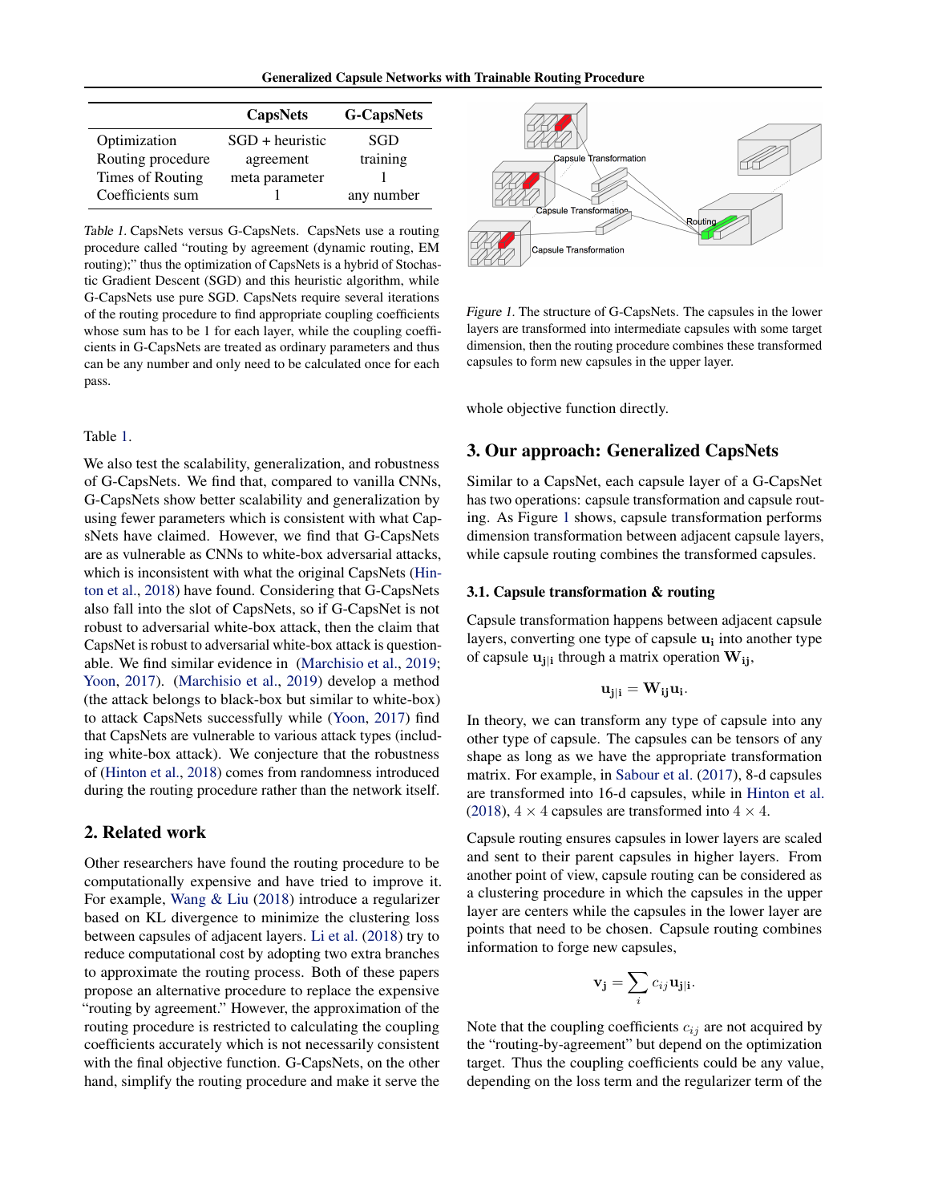| | CapsNets | G-CapsNets |
|---|---|---|
| Optimization | SGD + heuristic | SGD |
| Routing procedure | agreement | training |
| Times of Routing | meta parameter | 1 |
| Coefficients sum | 1 | any number |

*Table 1.* CapsNets versus G-CapsNets. CapsNets use a routing procedure called "routing by agreement (dynamic routing, EM routing);" thus the optimization of CapsNets is a hybrid of Stochastic Gradient Descent (SGD) and this heuristic algorithm, while G-CapsNets use pure SGD. CapsNets require several iterations of the routing procedure to find appropriate coupling coefficients whose sum has to be 1 for each layer, while the coupling coefficients in G-CapsNets are treated as ordinary parameters and thus can be any number and only need to be calculated once for each pass.

Table 1.

We also test the scalability, generalization, and robustness of G-CapsNets. We find that, compared to vanilla CNNs, G-CapsNets show better scalability and generalization by using fewer parameters which is consistent with what CapsNets have claimed. However, we find that G-CapsNets are as vulnerable as CNNs to white-box adversarial attacks, which is inconsistent with what the original CapsNets (Hinton et al., 2018) have found. Considering that G-CapsNets also fall into the slot of CapsNets, so if G-CapsNet is not robust to adversarial white-box attack, then the claim that CapsNet is robust to adversarial white-box attack is questionable. We find similar evidence in (Marchisio et al., 2019; Yoon, 2017). (Marchisio et al., 2019) develop a method (the attack belongs to black-box but similar to white-box) to attack CapsNets successfully while (Yoon, 2017) find that CapsNets are vulnerable to various attack types (including white-box attack). We conjecture that the robustness of (Hinton et al., 2018) comes from randomness introduced during the routing procedure rather than the network itself.

## 2. Related work

Other researchers have found the routing procedure to be computationally expensive and have tried to improve it. For example, Wang & Liu (2018) introduce a regularizer based on KL divergence to minimize the clustering loss between capsules of adjacent layers. Li et al. (2018) try to reduce computational cost by adopting two extra branches to approximate the routing process. Both of these papers propose an alternative procedure to replace the expensive "routing by agreement." However, the approximation of the routing procedure is restricted to calculating the coupling coefficients accurately which is not necessarily consistent with the final objective function. G-CapsNets, on the other hand, simplify the routing procedure and make it serve the whole objective function directly.

*Figure 1.* The structure of G-CapsNets. The capsules in the lower layers are transformed into intermediate capsules with some target dimension, then the routing procedure combines these transformed capsules to form new capsules in the upper layer.

## 3. Our approach: Generalized CapsNets

Similar to a CapsNet, each capsule layer of a G-CapsNet has two operations: capsule transformation and capsule routing. As Figure 1 shows, capsule transformation performs dimension transformation between adjacent capsule layers, while capsule routing combines the transformed capsules.

### 3.1. Capsule transformation & routing

Capsule transformation happens between adjacent capsule layers, converting one type of capsule $\mathbf{u_i}$ into another type of capsule $\mathbf{u_{j|i}}$ through a matrix operation $\mathbf{W_{ij}}$,

$$\mathbf{u_{j|i}} = \mathbf{W_{ij}} \mathbf{u_i}.$$

In theory, we can transform any type of capsule into any other type of capsule. The capsules can be tensors of any shape as long as we have the appropriate transformation matrix. For example, in Sabour et al. (2017), 8-d capsules are transformed into 16-d capsules, while in Hinton et al. (2018), $4 \times 4$ capsules are transformed into $4 \times 4$.

Capsule routing ensures capsules in lower layers are scaled and sent to their parent capsules in higher layers. From another point of view, capsule routing can be considered as a clustering procedure in which the capsules in the upper layer are centers while the capsules in the lower layer are points that need to be chosen. Capsule routing combines information to forge new capsules,

$$\mathbf{v_j} = \sum_i c_{ij} \mathbf{u_{j|i}}.$$

Note that the coupling coefficients $c_{ij}$ are not acquired by the "routing-by-agreement" but depend on the optimization target. Thus the coupling coefficients could be any value, depending on the loss term and the regularizer term of the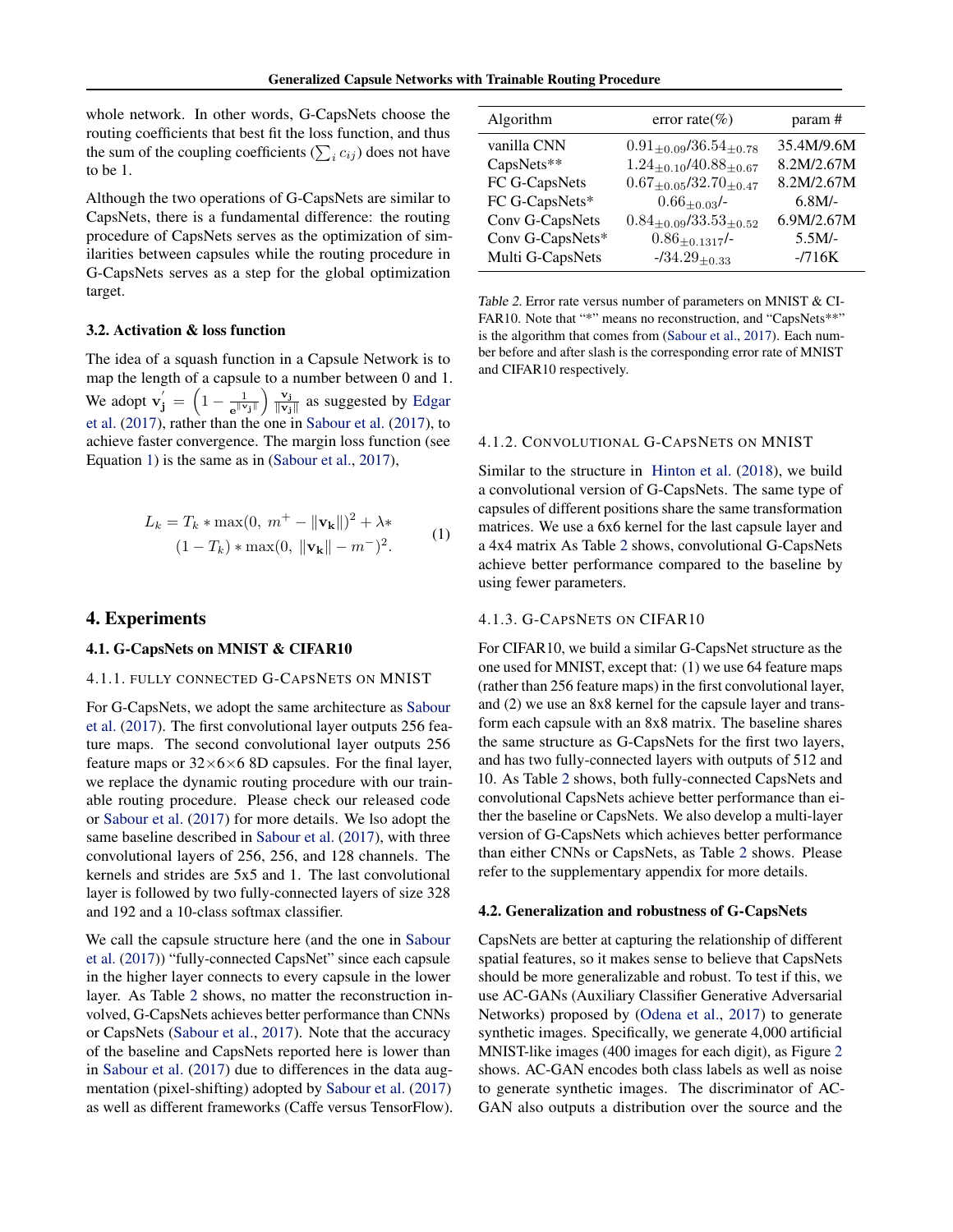whole network. In other words, G-CapsNets choose the routing coefficients that best fit the loss function, and thus the sum of the coupling coefficients ($\sum_i c_{ij}$) does not have to be 1.

Although the two operations of G-CapsNets are similar to CapsNets, there is a fundamental difference: the routing procedure of CapsNets serves as the optimization of similarities between capsules while the routing procedure in G-CapsNets serves as a step for the global optimization target.

### 3.2. Activation & loss function

The idea of a squash function in a Capsule Network is to map the length of a capsule to a number between 0 and 1. We adopt $\mathbf{v_j}' = \left(1 - \frac{1}{\mathbf{e}^{\|\mathbf{v_j}\|}}\right) \frac{\mathbf{v_j}}{\|\mathbf{v_j}\|}$ as suggested by Edgar et al. (2017), rather than the one in Sabour et al. (2017), to achieve faster convergence. The margin loss function (see Equation 1) is the same as in (Sabour et al., 2017),

$$L_k = T_k * \max(0,\ m^+ - \|\mathbf{v_k}\|)^2 + \lambda * (1 - T_k) * \max(0,\ \|\mathbf{v_k}\| - m^-)^2. \tag{1}$$

## 4. Experiments

### 4.1. G-CapsNets on MNIST & CIFAR10

#### 4.1.1. Fully connected G-CapsNets on MNIST

For G-CapsNets, we adopt the same architecture as Sabour et al. (2017). The first convolutional layer outputs 256 feature maps. The second convolutional layer outputs 256 feature maps or 32×6×6 8D capsules. For the final layer, we replace the dynamic routing procedure with our trainable routing procedure. Please check our released code or Sabour et al. (2017) for more details. We lso adopt the same baseline described in Sabour et al. (2017), with three convolutional layers of 256, 256, and 128 channels. The kernels and strides are 5x5 and 1. The last convolutional layer is followed by two fully-connected layers of size 328 and 192 and a 10-class softmax classifier.

We call the capsule structure here (and the one in Sabour et al. (2017)) "fully-connected CapsNet" since each capsule in the higher layer connects to every capsule in the lower layer. As Table 2 shows, no matter the reconstruction involved, G-CapsNets achieves better performance than CNNs or CapsNets (Sabour et al., 2017). Note that the accuracy of the baseline and CapsNets reported here is lower than in Sabour et al. (2017) due to differences in the data augmentation (pixel-shifting) adopted by Sabour et al. (2017) as well as different frameworks (Caffe versus TensorFlow).

| Algorithm | error rate(%) | param # |
|---|---|---|
| vanilla CNN | $0.91_{\pm 0.09}$/$36.54_{\pm 0.78}$ | 35.4M/9.6M |
| CapsNets** | $1.24_{\pm 0.10}$/$40.88_{\pm 0.67}$ | 8.2M/2.67M |
| FC G-CapsNets | $0.67_{\pm 0.05}$/$32.70_{\pm 0.47}$ | 8.2M/2.67M |
| FC G-CapsNets* | $0.66_{\pm 0.03}$/- | 6.8M/- |
| Conv G-CapsNets | $0.84_{\pm 0.09}$/$33.53_{\pm 0.52}$ | 6.9M/2.67M |
| Conv G-CapsNets* | $0.86_{\pm 0.1317}$/- | 5.5M/- |
| Multi G-CapsNets | -/$34.29_{\pm 0.33}$ | -/716K |

Table 2. Error rate versus number of parameters on MNIST & CIFAR10. Note that "*" means no reconstruction, and "CapsNets**" is the algorithm that comes from (Sabour et al., 2017). Each number before and after slash is the corresponding error rate of MNIST and CIFAR10 respectively.

#### 4.1.2. Convolutional G-CapsNets on MNIST

Similar to the structure in Hinton et al. (2018), we build a convolutional version of G-CapsNets. The same type of capsules of different positions share the same transformation matrices. We use a 6x6 kernel for the last capsule layer and a 4x4 matrix As Table 2 shows, convolutional G-CapsNets achieve better performance compared to the baseline by using fewer parameters.

#### 4.1.3. G-CapsNets on CIFAR10

For CIFAR10, we build a similar G-CapsNet structure as the one used for MNIST, except that: (1) we use 64 feature maps (rather than 256 feature maps) in the first convolutional layer, and (2) we use an 8x8 kernel for the capsule layer and transform each capsule with an 8x8 matrix. The baseline shares the same structure as G-CapsNets for the first two layers, and has two fully-connected layers with outputs of 512 and 10. As Table 2 shows, both fully-connected CapsNets and convolutional CapsNets achieve better performance than either the baseline or CapsNets. We also develop a multi-layer version of G-CapsNets which achieves better performance than either CNNs or CapsNets, as Table 2 shows. Please refer to the supplementary appendix for more details.

### 4.2. Generalization and robustness of G-CapsNets

CapsNets are better at capturing the relationship of different spatial features, so it makes sense to believe that CapsNets should be more generalizable and robust. To test if this, we use AC-GANs (Auxiliary Classifier Generative Adversarial Networks) proposed by (Odena et al., 2017) to generate synthetic images. Specifically, we generate 4,000 artificial MNIST-like images (400 images for each digit), as Figure 2 shows. AC-GAN encodes both class labels as well as noise to generate synthetic images. The discriminator of AC-GAN also outputs a distribution over the source and the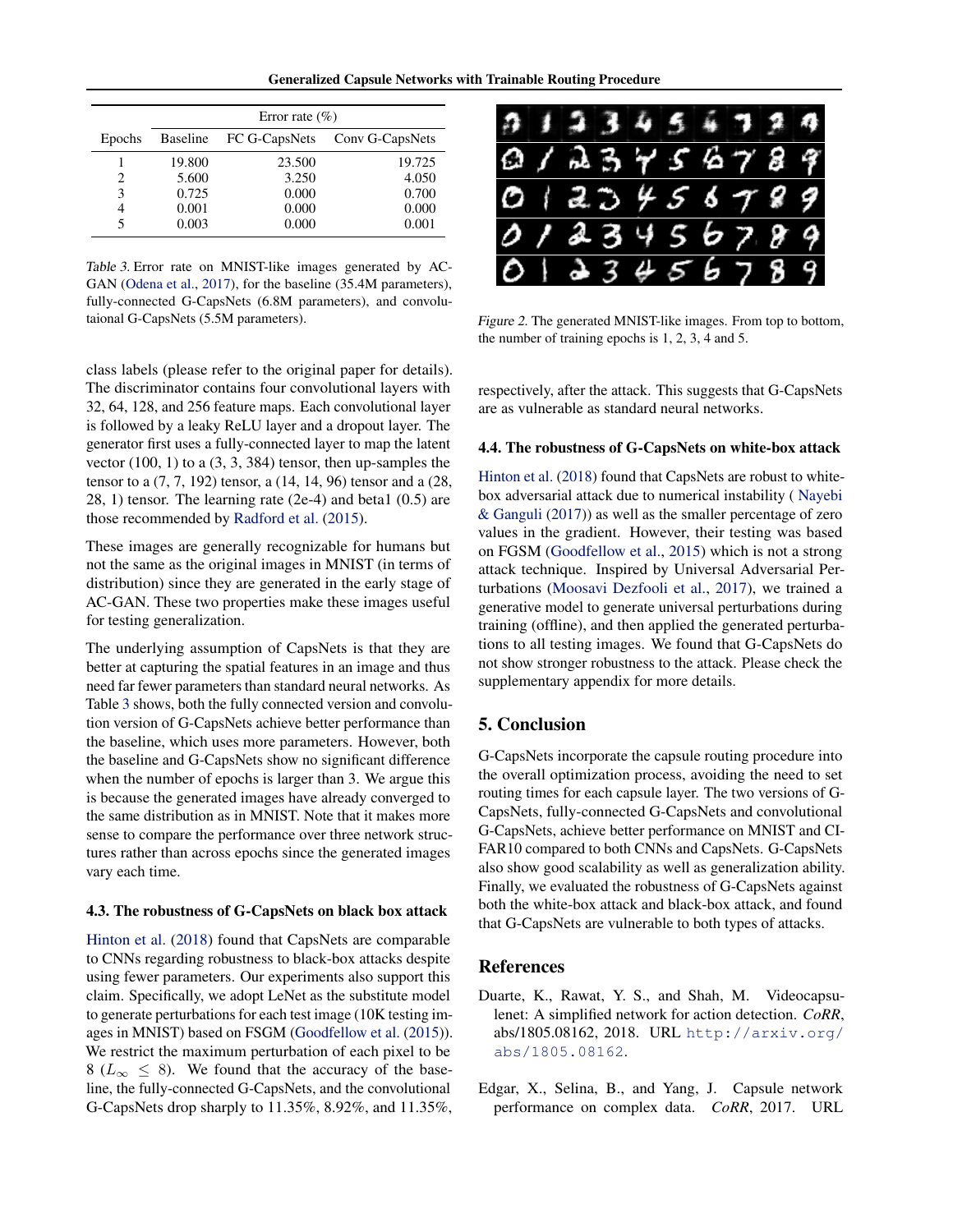| Epochs | Error rate (%) | | |
| --- | --- | --- | --- |
| | Baseline | FC G-CapsNets | Conv G-CapsNets |
| 1 | 19.800 | 23.500 | 19.725 |
| 2 | 5.600 | 3.250 | 4.050 |
| 3 | 0.725 | 0.000 | 0.700 |
| 4 | 0.001 | 0.000 | 0.000 |
| 5 | 0.003 | 0.000 | 0.001 |

*Table 3.* Error rate on MNIST-like images generated by AC-GAN (Odena et al., 2017), for the baseline (35.4M parameters), fully-connected G-CapsNets (6.8M parameters), and convolutaional G-CapsNets (5.5M parameters).

class labels (please refer to the original paper for details). The discriminator contains four convolutional layers with 32, 64, 128, and 256 feature maps. Each convolutional layer is followed by a leaky ReLU layer and a dropout layer. The generator first uses a fully-connected layer to map the latent vector (100, 1) to a (3, 3, 384) tensor, then up-samples the tensor to a (7, 7, 192) tensor, a (14, 14, 96) tensor and a (28, 28, 1) tensor. The learning rate (2e-4) and beta1 (0.5) are those recommended by Radford et al. (2015).

These images are generally recognizable for humans but not the same as the original images in MNIST (in terms of distribution) since they are generated in the early stage of AC-GAN. These two properties make these images useful for testing generalization.

The underlying assumption of CapsNets is that they are better at capturing the spatial features in an image and thus need far fewer parameters than standard neural networks. As Table 3 shows, both the fully connected version and convolution version of G-CapsNets achieve better performance than the baseline, which uses more parameters. However, both the baseline and G-CapsNets show no significant difference when the number of epochs is larger than 3. We argue this is because the generated images have already converged to the same distribution as in MNIST. Note that it makes more sense to compare the performance over three network structures rather than across epochs since the generated images vary each time.

### 4.3. The robustness of G-CapsNets on black box attack

Hinton et al. (2018) found that CapsNets are comparable to CNNs regarding robustness to black-box attacks despite using fewer parameters. Our experiments also support this claim. Specifically, we adopt LeNet as the substitute model to generate perturbations for each test image (10K testing images in MNIST) based on FSGM (Goodfellow et al. (2015)). We restrict the maximum perturbation of each pixel to be 8 ($L_\infty \leq 8$). We found that the accuracy of the baseline, the fully-connected G-CapsNets, and the convolutional G-CapsNets drop sharply to 11.35%, 8.92%, and 11.35%, respectively, after the attack. This suggests that G-CapsNets are as vulnerable as standard neural networks.

*Figure 2.* The generated MNIST-like images. From top to bottom, the number of training epochs is 1, 2, 3, 4 and 5.

### 4.4. The robustness of G-CapsNets on white-box attack

Hinton et al. (2018) found that CapsNets are robust to white-box adversarial attack due to numerical instability ( Nayebi & Ganguli (2017)) as well as the smaller percentage of zero values in the gradient. However, their testing was based on FGSM (Goodfellow et al., 2015) which is not a strong attack technique. Inspired by Universal Adversarial Perturbations (Moosavi Dezfooli et al., 2017), we trained a generative model to generate universal perturbations during training (offline), and then applied the generated perturbations to all testing images. We found that G-CapsNets do not show stronger robustness to the attack. Please check the supplementary appendix for more details.

## 5. Conclusion

G-CapsNets incorporate the capsule routing procedure into the overall optimization process, avoiding the need to set routing times for each capsule layer. The two versions of G-CapsNets, fully-connected G-CapsNets and convolutional G-CapsNets, achieve better performance on MNIST and CIFAR10 compared to both CNNs and CapsNets. G-CapsNets also show good scalability as well as generalization ability. Finally, we evaluated the robustness of G-CapsNets against both the white-box attack and black-box attack, and found that G-CapsNets are vulnerable to both types of attacks.

## References

Duarte, K., Rawat, Y. S., and Shah, M. Videocapsulenet: A simplified network for action detection. *CoRR*, abs/1805.08162, 2018. URL http://arxiv.org/abs/1805.08162.

Edgar, X., Selina, B., and Yang, J. Capsule network performance on complex data. *CoRR*, 2017. URL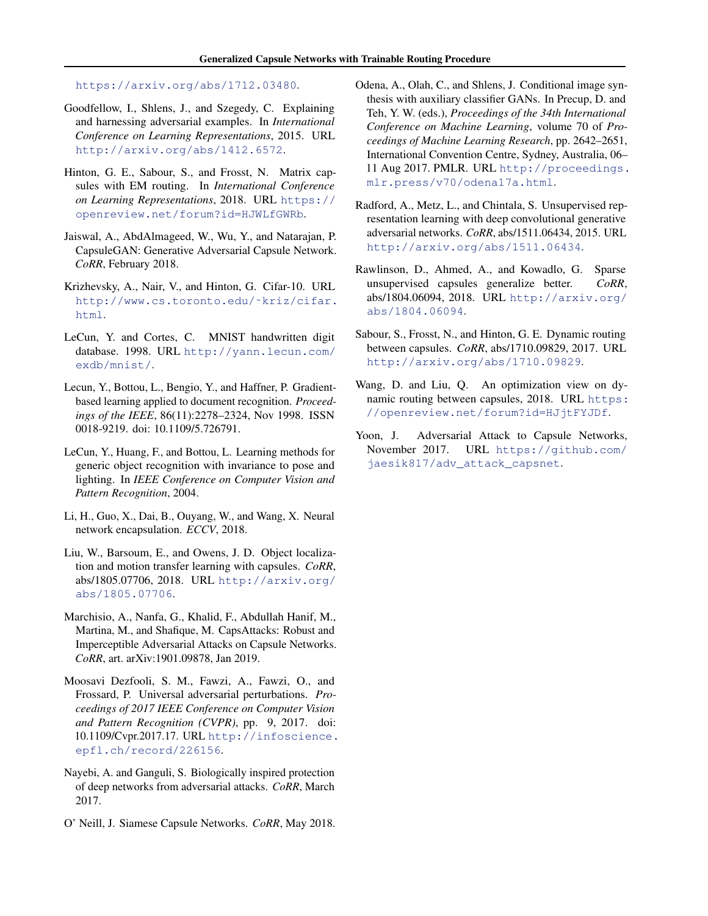https://arxiv.org/abs/1712.03480.

Goodfellow, I., Shlens, J., and Szegedy, C. Explaining and harnessing adversarial examples. In *International Conference on Learning Representations*, 2015. URL http://arxiv.org/abs/1412.6572.

Hinton, G. E., Sabour, S., and Frosst, N. Matrix capsules with EM routing. In *International Conference on Learning Representations*, 2018. URL https://openreview.net/forum?id=HJWLfGWRb.

Jaiswal, A., AbdAlmageed, W., Wu, Y., and Natarajan, P. CapsuleGAN: Generative Adversarial Capsule Network. *CoRR*, February 2018.

Krizhevsky, A., Nair, V., and Hinton, G. Cifar-10. URL http://www.cs.toronto.edu/~kriz/cifar.html.

LeCun, Y. and Cortes, C. MNIST handwritten digit database. 1998. URL http://yann.lecun.com/exdb/mnist/.

Lecun, Y., Bottou, L., Bengio, Y., and Haffner, P. Gradient-based learning applied to document recognition. *Proceedings of the IEEE*, 86(11):2278–2324, Nov 1998. ISSN 0018-9219. doi: 10.1109/5.726791.

LeCun, Y., Huang, F., and Bottou, L. Learning methods for generic object recognition with invariance to pose and lighting. In *IEEE Conference on Computer Vision and Pattern Recognition*, 2004.

Li, H., Guo, X., Dai, B., Ouyang, W., and Wang, X. Neural network encapsulation. *ECCV*, 2018.

Liu, W., Barsoum, E., and Owens, J. D. Object localization and motion transfer learning with capsules. *CoRR*, abs/1805.07706, 2018. URL http://arxiv.org/abs/1805.07706.

Marchisio, A., Nanfa, G., Khalid, F., Abdullah Hanif, M., Martina, M., and Shafique, M. CapsAttacks: Robust and Imperceptible Adversarial Attacks on Capsule Networks. *CoRR*, art. arXiv:1901.09878, Jan 2019.

Moosavi Dezfooli, S. M., Fawzi, A., Fawzi, O., and Frossard, P. Universal adversarial perturbations. *Proceedings of 2017 IEEE Conference on Computer Vision and Pattern Recognition (CVPR)*, pp. 9, 2017. doi: 10.1109/Cvpr.2017.17. URL http://infoscience.epfl.ch/record/226156.

Nayebi, A. and Ganguli, S. Biologically inspired protection of deep networks from adversarial attacks. *CoRR*, March 2017.

O' Neill, J. Siamese Capsule Networks. *CoRR*, May 2018.

Odena, A., Olah, C., and Shlens, J. Conditional image synthesis with auxiliary classifier GANs. In Precup, D. and Teh, Y. W. (eds.), *Proceedings of the 34th International Conference on Machine Learning*, volume 70 of *Proceedings of Machine Learning Research*, pp. 2642–2651, International Convention Centre, Sydney, Australia, 06–11 Aug 2017. PMLR. URL http://proceedings.mlr.press/v70/odena17a.html.

Radford, A., Metz, L., and Chintala, S. Unsupervised representation learning with deep convolutional generative adversarial networks. *CoRR*, abs/1511.06434, 2015. URL http://arxiv.org/abs/1511.06434.

Rawlinson, D., Ahmed, A., and Kowadlo, G. Sparse unsupervised capsules generalize better. *CoRR*, abs/1804.06094, 2018. URL http://arxiv.org/abs/1804.06094.

Sabour, S., Frosst, N., and Hinton, G. E. Dynamic routing between capsules. *CoRR*, abs/1710.09829, 2017. URL http://arxiv.org/abs/1710.09829.

Wang, D. and Liu, Q. An optimization view on dynamic routing between capsules, 2018. URL https://openreview.net/forum?id=HJjtFYJDf.

Yoon, J. Adversarial Attack to Capsule Networks, November 2017. URL https://github.com/jaesik817/adv_attack_capsnet.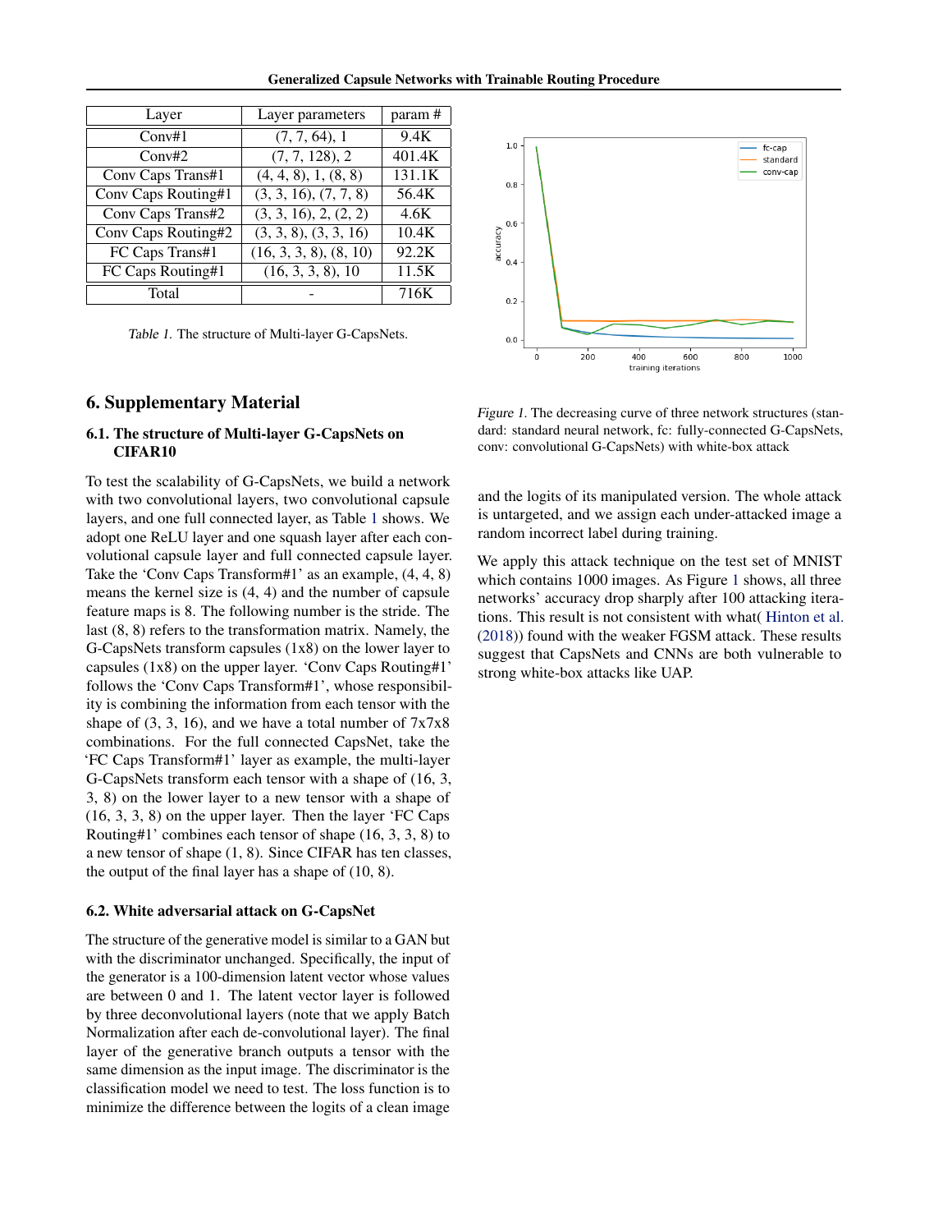| Layer | Layer parameters | param # |
|---|---|---|
| Conv#1 | (7, 7, 64), 1 | 9.4K |
| Conv#2 | (7, 7, 128), 2 | 401.4K |
| Conv Caps Trans#1 | (4, 4, 8), 1, (8, 8) | 131.1K |
| Conv Caps Routing#1 | (3, 3, 16), (7, 7, 8) | 56.4K |
| Conv Caps Trans#2 | (3, 3, 16), 2, (2, 2) | 4.6K |
| Conv Caps Routing#2 | (3, 3, 8), (3, 3, 16) | 10.4K |
| FC Caps Trans#1 | (16, 3, 3, 8), (8, 10) | 92.2K |
| FC Caps Routing#1 | (16, 3, 3, 8), 10 | 11.5K |
| Total | - | 716K |

*Table 1.* The structure of Multi-layer G-CapsNets.

## 6. Supplementary Material

### 6.1. The structure of Multi-layer G-CapsNets on CIFAR10

To test the scalability of G-CapsNets, we build a network with two convolutional layers, two convolutional capsule layers, and one full connected layer, as Table 1 shows. We adopt one ReLU layer and one squash layer after each convolutional capsule layer and full connected capsule layer. Take the 'Conv Caps Transform#1' as an example, (4, 4, 8) means the kernel size is (4, 4) and the number of capsule feature maps is 8. The following number is the stride. The last (8, 8) refers to the transformation matrix. Namely, the G-CapsNets transform capsules (1x8) on the lower layer to capsules (1x8) on the upper layer. 'Conv Caps Routing#1' follows the 'Conv Caps Transform#1', whose responsibility is combining the information from each tensor with the shape of (3, 3, 16), and we have a total number of 7x7x8 combinations. For the full connected CapsNet, take the 'FC Caps Transform#1' layer as example, the multi-layer G-CapsNets transform each tensor with a shape of (16, 3, 3, 8) on the lower layer to a new tensor with a shape of (16, 3, 3, 8) on the upper layer. Then the layer 'FC Caps Routing#1' combines each tensor of shape (16, 3, 3, 8) to a new tensor of shape (1, 8). Since CIFAR has ten classes, the output of the final layer has a shape of (10, 8).

### 6.2. White adversarial attack on G-CapsNet

The structure of the generative model is similar to a GAN but with the discriminator unchanged. Specifically, the input of the generator is a 100-dimension latent vector whose values are between 0 and 1. The latent vector layer is followed by three deconvolutional layers (note that we apply Batch Normalization after each de-convolutional layer). The final layer of the generative branch outputs a tensor with the same dimension as the input image. The discriminator is the classification model we need to test. The loss function is to minimize the difference between the logits of a clean image and the logits of its manipulated version. The whole attack is untargeted, and we assign each under-attacked image a random incorrect label during training.

We apply this attack technique on the test set of MNIST which contains 1000 images. As Figure 1 shows, all three networks' accuracy drop sharply after 100 attacking iterations. This result is not consistent with what( Hinton et al. (2018)) found with the weaker FGSM attack. These results suggest that CapsNets and CNNs are both vulnerable to strong white-box attacks like UAP.

fc-cap
standard
conv-cap
accuracy
1.0
0.8
0.6
0.4
0.2
0.0
0
200
400
600
800
1000
training iterations

*Figure 1.* The decreasing curve of three network structures (standard: standard neural network, fc: fully-connected G-CapsNets, conv: convolutional G-CapsNets) with white-box attack